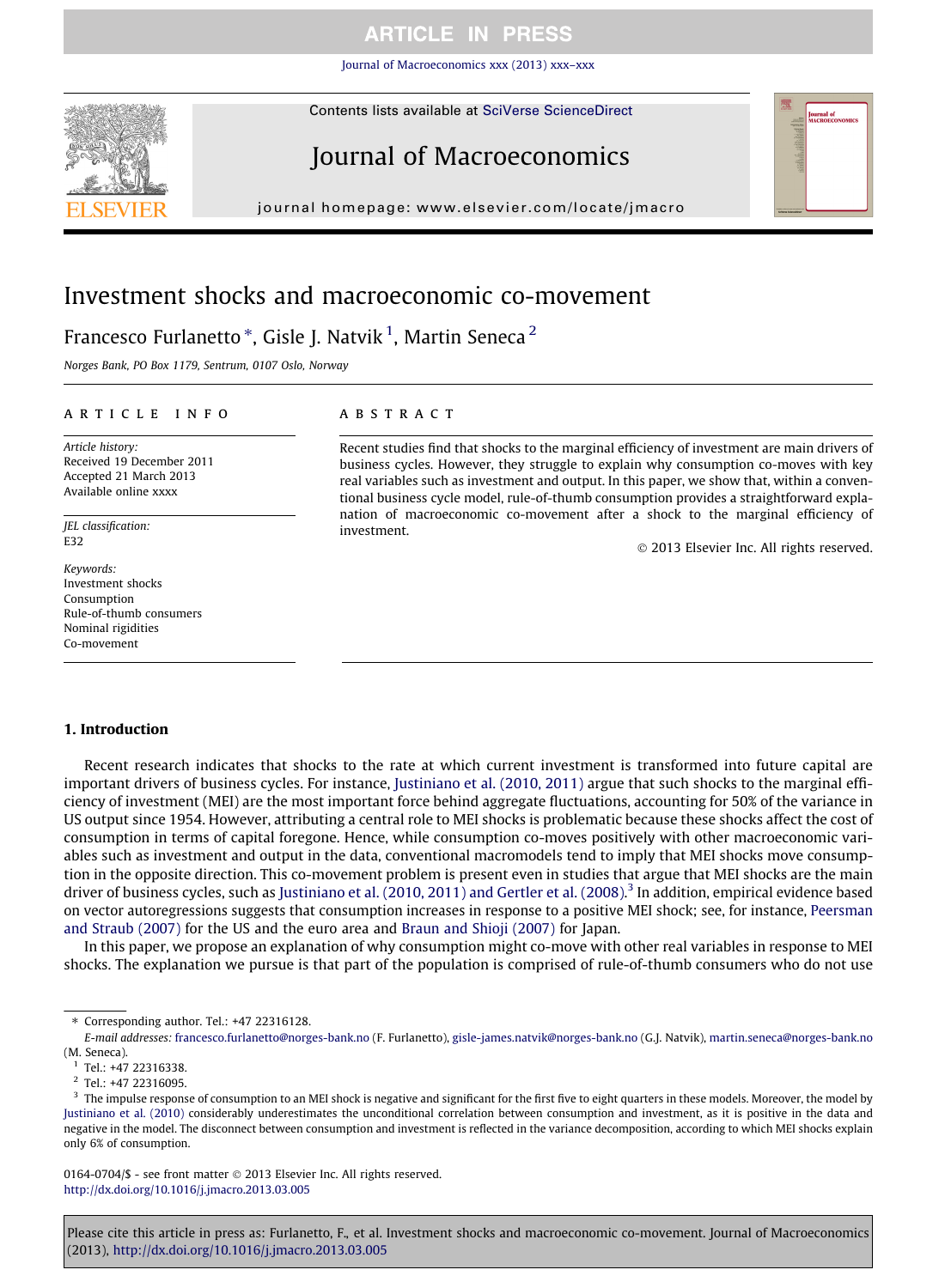# Investment shocks and macroeconomic co-movement

Francesco Furlanetto *, Gisle J. Natvik [1], Martin Seneca [2]

*Norges Bank, PO Box 1179, Sentrum, 0107 Oslo, Norway*

## ARTICLE INFO

*Article history:*
Received 19 December 2011
Accepted 21 March 2013
Available online xxxx

*JEL classification:*
E32

*Keywords:*
Investment shocks
Consumption
Rule-of-thumb consumers
Nominal rigidities
Co-movement

## ABSTRACT

Recent studies find that shocks to the marginal efficiency of investment are main drivers of business cycles. However, they struggle to explain why consumption co-moves with key real variables such as investment and output. In this paper, we show that, within a conventional business cycle model, rule-of-thumb consumption provides a straightforward explanation of macroeconomic co-movement after a shock to the marginal efficiency of investment.

© 2013 Elsevier Inc. All rights reserved.

## 1. Introduction

Recent research indicates that shocks to the rate at which current investment is transformed into future capital are important drivers of business cycles. For instance, Justiniano et al. (2010, 2011) argue that such shocks to the marginal efficiency of investment (MEI) are the most important force behind aggregate fluctuations, accounting for 50% of the variance in US output since 1954. However, attributing a central role to MEI shocks is problematic because these shocks affect the cost of consumption in terms of capital foregone. Hence, while consumption co-moves positively with other macroeconomic variables such as investment and output in the data, conventional macromodels tend to imply that MEI shocks move consumption in the opposite direction. This co-movement problem is present even in studies that argue that MEI shocks are the main driver of business cycles, such as Justiniano et al. (2010, 2011) and Gertler et al. (2008).[3] In addition, empirical evidence based on vector autoregressions suggests that consumption increases in response to a positive MEI shock; see, for instance, Peersman and Straub (2007) for the US and the euro area and Braun and Shioji (2007) for Japan.

In this paper, we propose an explanation of why consumption might co-move with other real variables in response to MEI shocks. The explanation we pursue is that part of the population is comprised of rule-of-thumb consumers who do not use

---

\* Corresponding author. Tel.: +47 22316128.

*E-mail addresses:* francesco.furlanetto@norges-bank.no (F. Furlanetto), gisle-james.natvik@norges-bank.no (G.J. Natvik), martin.seneca@norges-bank.no (M. Seneca).

[1] Tel.: +47 22316338.

[2] Tel.: +47 22316095.

[3] The impulse response of consumption to an MEI shock is negative and significant for the first five to eight quarters in these models. Moreover, the model by Justiniano et al. (2010) considerably underestimates the unconditional correlation between consumption and investment, as it is positive in the data and negative in the model. The disconnect between consumption and investment is reflected in the variance decomposition, according to which MEI shocks explain only 6% of consumption.

0164-0704/$ - see front matter © 2013 Elsevier Inc. All rights reserved.
http://dx.doi.org/10.1016/j.jmacro.2013.03.005

Please cite this article in press as: Furlanetto, F., et al. Investment shocks and macroeconomic co-movement. Journal of Macroeconomics (2013), http://dx.doi.org/10.1016/j.jmacro.2013.03.005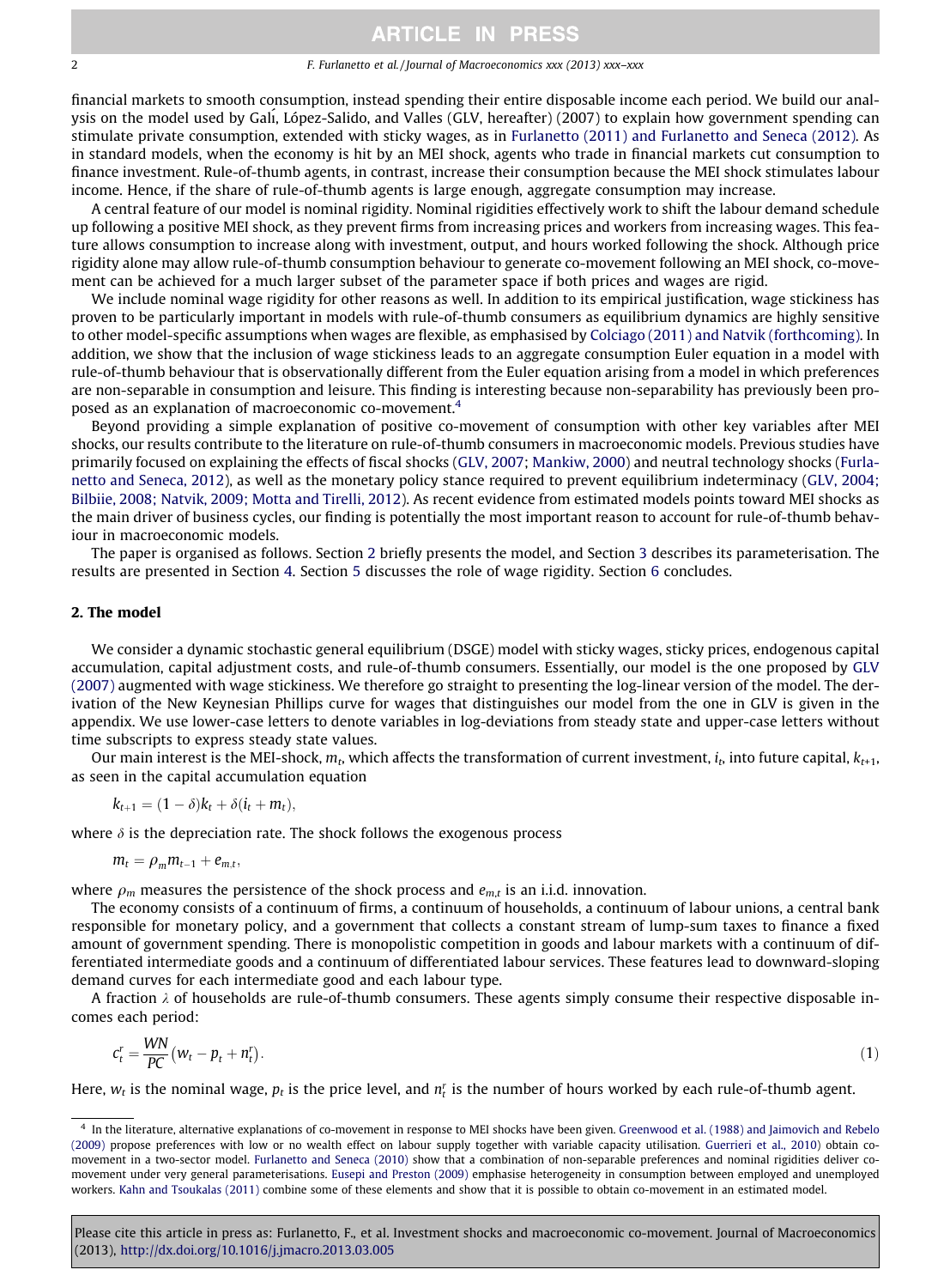financial markets to smooth consumption, instead spending their entire disposable income each period. We build our analysis on the model used by Galí, López-Salido, and Valles (GLV, hereafter) (2007) to explain how government spending can stimulate private consumption, extended with sticky wages, as in Furlanetto (2011) and Furlanetto and Seneca (2012). As in standard models, when the economy is hit by an MEI shock, agents who trade in financial markets cut consumption to finance investment. Rule-of-thumb agents, in contrast, increase their consumption because the MEI shock stimulates labour income. Hence, if the share of rule-of-thumb agents is large enough, aggregate consumption may increase.

A central feature of our model is nominal rigidity. Nominal rigidities effectively work to shift the labour demand schedule up following a positive MEI shock, as they prevent firms from increasing prices and workers from increasing wages. This feature allows consumption to increase along with investment, output, and hours worked following the shock. Although price rigidity alone may allow rule-of-thumb consumption behaviour to generate co-movement following an MEI shock, co-movement can be achieved for a much larger subset of the parameter space if both prices and wages are rigid.

We include nominal wage rigidity for other reasons as well. In addition to its empirical justification, wage stickiness has proven to be particularly important in models with rule-of-thumb consumers as equilibrium dynamics are highly sensitive to other model-specific assumptions when wages are flexible, as emphasised by Colciago (2011) and Natvik (forthcoming). In addition, we show that the inclusion of wage stickiness leads to an aggregate consumption Euler equation in a model with rule-of-thumb behaviour that is observationally different from the Euler equation arising from a model in which preferences are non-separable in consumption and leisure. This finding is interesting because non-separability has previously been proposed as an explanation of macroeconomic co-movement.[4]

Beyond providing a simple explanation of positive co-movement of consumption with other key variables after MEI shocks, our results contribute to the literature on rule-of-thumb consumers in macroeconomic models. Previous studies have primarily focused on explaining the effects of fiscal shocks (GLV, 2007; Mankiw, 2000) and neutral technology shocks (Furlanetto and Seneca, 2012), as well as the monetary policy stance required to prevent equilibrium indeterminacy (GLV, 2004; Bilbiie, 2008; Natvik, 2009; Motta and Tirelli, 2012). As recent evidence from estimated models points toward MEI shocks as the main driver of business cycles, our finding is potentially the most important reason to account for rule-of-thumb behaviour in macroeconomic models.

The paper is organised as follows. Section 2 briefly presents the model, and Section 3 describes its parameterisation. The results are presented in Section 4. Section 5 discusses the role of wage rigidity. Section 6 concludes.

## 2. The model

We consider a dynamic stochastic general equilibrium (DSGE) model with sticky wages, sticky prices, endogenous capital accumulation, capital adjustment costs, and rule-of-thumb consumers. Essentially, our model is the one proposed by GLV (2007) augmented with wage stickiness. We therefore go straight to presenting the log-linear version of the model. The derivation of the New Keynesian Phillips curve for wages that distinguishes our model from the one in GLV is given in the appendix. We use lower-case letters to denote variables in log-deviations from steady state and upper-case letters without time subscripts to express steady state values.

Our main interest is the MEI-shock, $m_t$, which affects the transformation of current investment, $i_t$, into future capital, $k_{t+1}$, as seen in the capital accumulation equation

$$k_{t+1} = (1-\delta)k_t + \delta(i_t + m_t),$$

where $\delta$ is the depreciation rate. The shock follows the exogenous process

$$m_t = \rho_m m_{t-1} + e_{m,t},$$

where $\rho_m$ measures the persistence of the shock process and $e_{m,t}$ is an i.i.d. innovation.

The economy consists of a continuum of firms, a continuum of households, a continuum of labour unions, a central bank responsible for monetary policy, and a government that collects a constant stream of lump-sum taxes to finance a fixed amount of government spending. There is monopolistic competition in goods and labour markets with a continuum of differentiated intermediate goods and a continuum of differentiated labour services. These features lead to downward-sloping demand curves for each intermediate good and each labour type.

A fraction $\lambda$ of households are rule-of-thumb consumers. These agents simply consume their respective disposable incomes each period:

$$c_t^r = \frac{WN}{PC}\left(w_t - p_t + n_t^r\right). \tag{1}$$

Here, $w_t$ is the nominal wage, $p_t$ is the price level, and $n_t^r$ is the number of hours worked by each rule-of-thumb agent.

[4] In the literature, alternative explanations of co-movement in response to MEI shocks have been given. Greenwood et al. (1988) and Jaimovich and Rebelo (2009) propose preferences with low or no wealth effect on labour supply together with variable capacity utilisation. Guerrieri et al., 2010) obtain co-movement in a two-sector model. Furlanetto and Seneca (2010) show that a combination of non-separable preferences and nominal rigidities deliver co-movement under very general parameterisations. Eusepi and Preston (2009) emphasise heterogeneity in consumption between employed and unemployed workers. Kahn and Tsoukalas (2011) combine some of these elements and show that it is possible to obtain co-movement in an estimated model.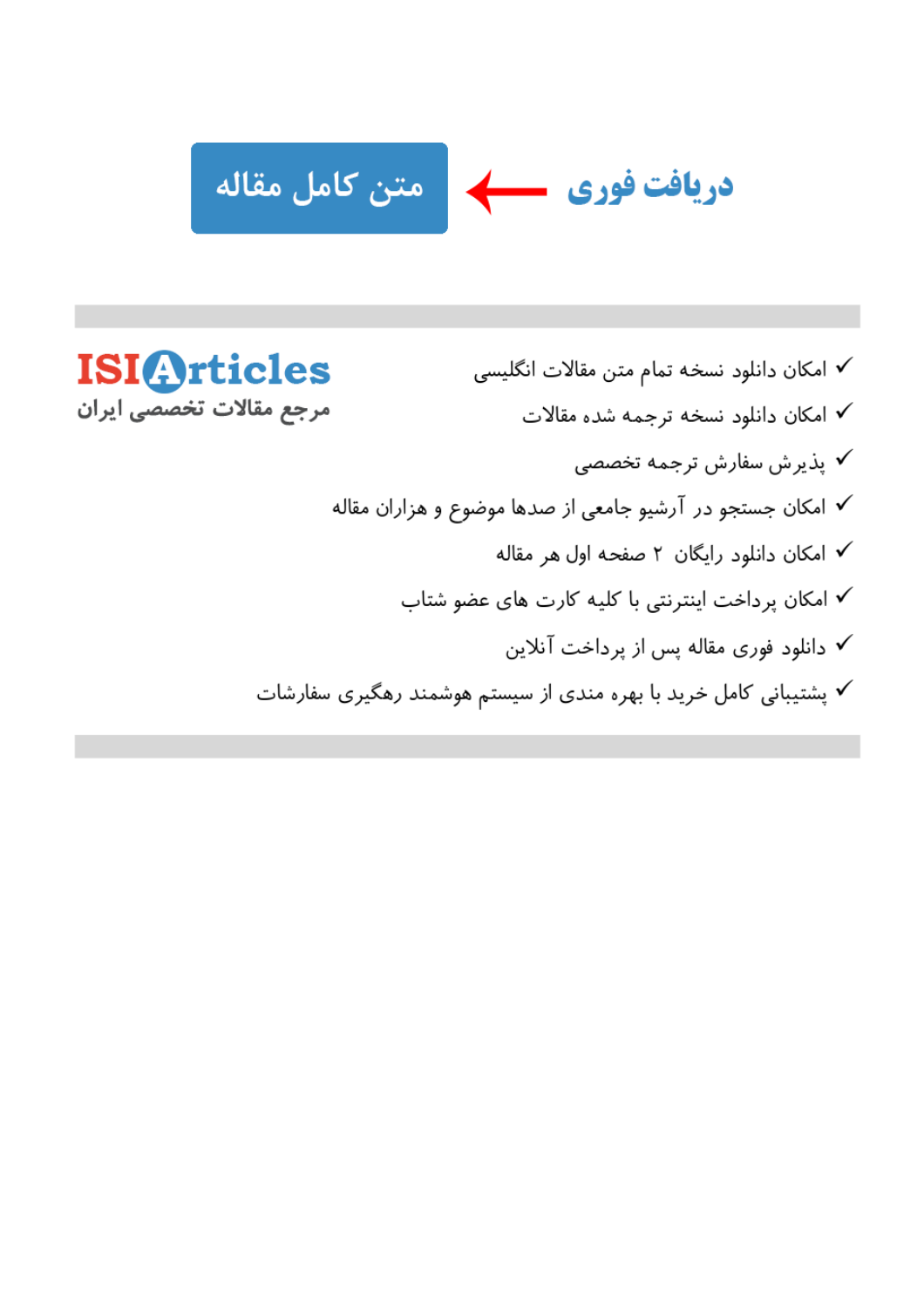دریافت فوری ← متن کامل مقاله

**ISIArticles**
مرجع مقالات تخصصی ایران

- ✓ امکان دانلود نسخه تمام متن مقالات انگلیسی
- ✓ امکان دانلود نسخه ترجمه شده مقالات
- ✓ پذیرش سفارش ترجمه تخصصی
- ✓ امکان جستجو در آرشیو جامعی از صدها موضوع و هزاران مقاله
- ✓ امکان دانلود رایگان ۲ صفحه اول هر مقاله
- ✓ امکان پرداخت اینترنتی با کلیه کارت های عضو شتاب
- ✓ دانلود فوری مقاله پس از پرداخت آنلاین
- ✓ پشتیبانی کامل خرید با بهره مندی از سیستم هوشمند رهگیری سفارشات